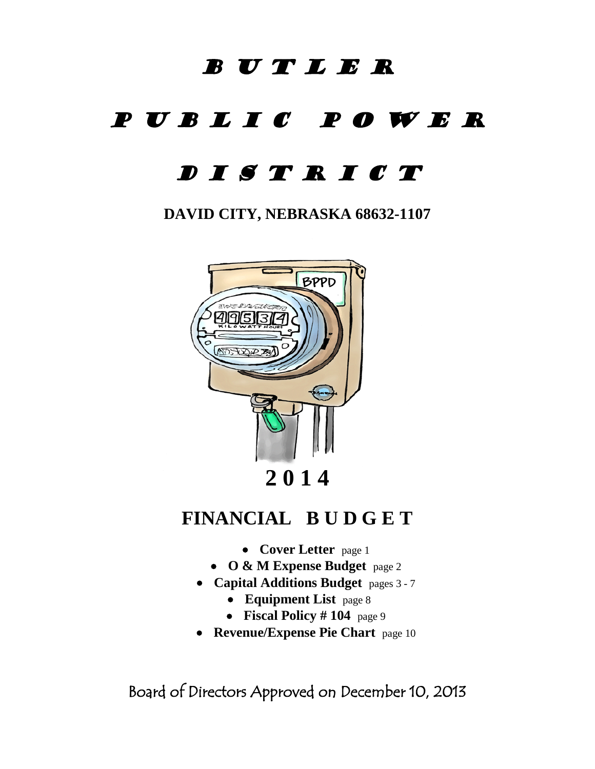# BUTLER

# PUBLIC POWER

# DISTRICT

**DAVID CITY, NEBRASKA 68632-1107**

# 2014

## FINANCIAL BUDGET

- **Cover Letter** page 1
- **O & M Expense Budget** page 2
- **Capital Additions Budget** pages 3 - 7
- **Equipment List** page 8
- **Fiscal Policy # 104** page 9
- **Revenue/Expense Pie Chart** page 10

Board of Directors Approved on December 10, 2013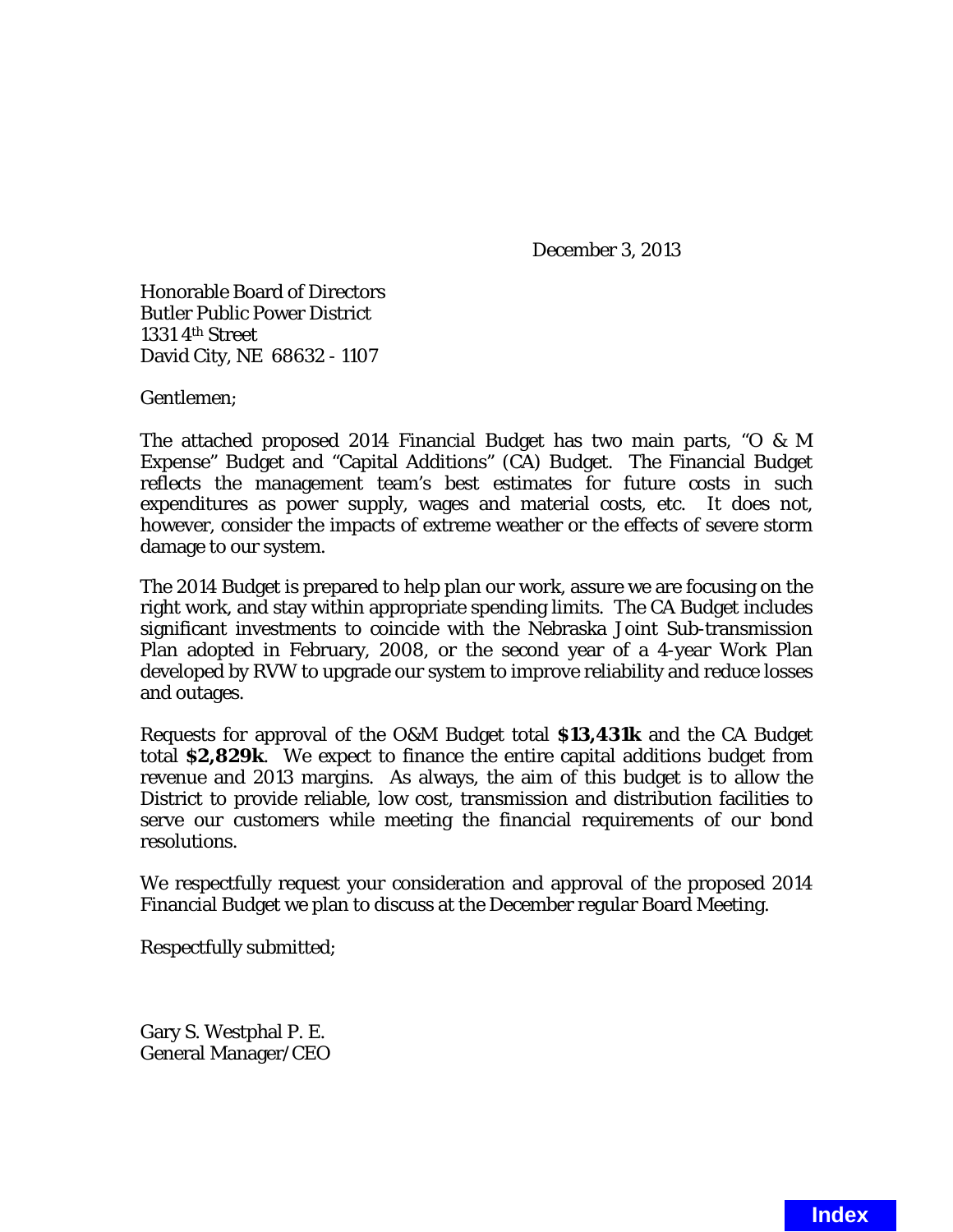December 3, 2013

Honorable Board of Directors
Butler Public Power District
1331 4th Street
David City, NE 68632 - 1107

Gentlemen;

The attached proposed 2014 Financial Budget has two main parts, "O & M Expense" Budget and "Capital Additions" (CA) Budget. The Financial Budget reflects the management team's best estimates for future costs in such expenditures as power supply, wages and material costs, etc. It does not, however, consider the impacts of extreme weather or the effects of severe storm damage to our system.

The 2014 Budget is prepared to help plan our work, assure we are focusing on the right work, and stay within appropriate spending limits. The CA Budget includes significant investments to coincide with the Nebraska Joint Sub-transmission Plan adopted in February, 2008, or the second year of a 4-year Work Plan developed by RVW to upgrade our system to improve reliability and reduce losses and outages.

Requests for approval of the O&M Budget total **$13,431k** and the CA Budget total **$2,829k**. We expect to finance the entire capital additions budget from revenue and 2013 margins. As always, the aim of this budget is to allow the District to provide reliable, low cost, transmission and distribution facilities to serve our customers while meeting the financial requirements of our bond resolutions.

We respectfully request your consideration and approval of the proposed 2014 Financial Budget we plan to discuss at the December regular Board Meeting.

Respectfully submitted;

Gary S. Westphal P. E.
General Manager/CEO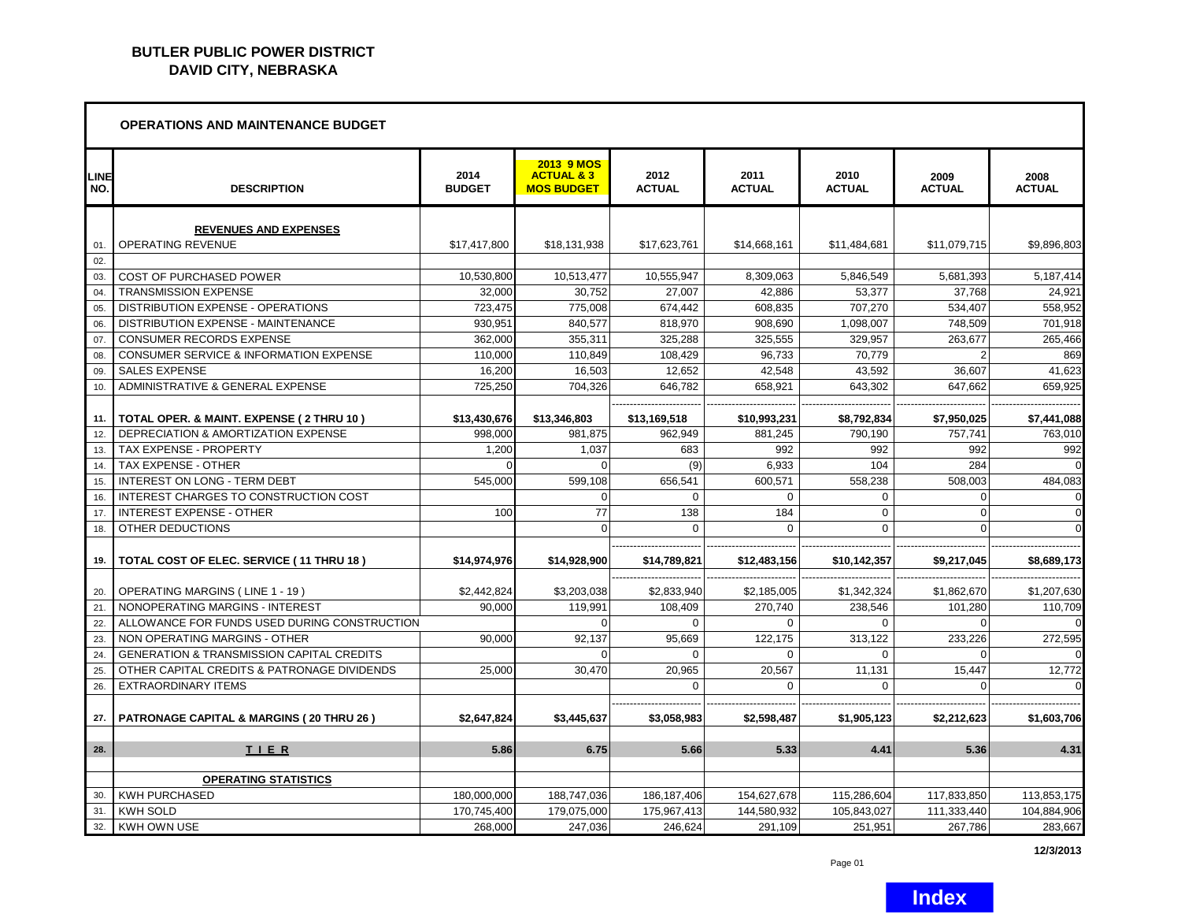**BUTLER PUBLIC POWER DISTRICT**
**DAVID CITY, NEBRASKA**

## OPERATIONS AND MAINTENANCE BUDGET

| LINE NO. | DESCRIPTION | 2014 BUDGET | 2013 9 MOS ACTUAL & 3 MOS BUDGET | 2012 ACTUAL | 2011 ACTUAL | 2010 ACTUAL | 2009 ACTUAL | 2008 ACTUAL |
|---|---|---|---|---|---|---|---|---|
| | **REVENUES AND EXPENSES** | | | | | | | |
| 01. | OPERATING REVENUE | $17,417,800 | $18,131,938 | $17,623,761 | $14,668,161 | $11,484,681 | $11,079,715 | $9,896,803 |
| 02. | | | | | | | | |
| 03. | COST OF PURCHASED POWER | 10,530,800 | 10,513,477 | 10,555,947 | 8,309,063 | 5,846,549 | 5,681,393 | 5,187,414 |
| 04. | TRANSMISSION EXPENSE | 32,000 | 30,752 | 27,007 | 42,886 | 53,377 | 37,768 | 24,921 |
| 05. | DISTRIBUTION EXPENSE - OPERATIONS | 723,475 | 775,008 | 674,442 | 608,835 | 707,270 | 534,407 | 558,952 |
| 06. | DISTRIBUTION EXPENSE - MAINTENANCE | 930,951 | 840,577 | 818,970 | 908,690 | 1,098,007 | 748,509 | 701,918 |
| 07. | CONSUMER RECORDS EXPENSE | 362,000 | 355,311 | 325,288 | 325,555 | 329,957 | 263,677 | 265,466 |
| 08. | CONSUMER SERVICE & INFORMATION EXPENSE | 110,000 | 110,849 | 108,429 | 96,733 | 70,779 | 2 | 869 |
| 09. | SALES EXPENSE | 16,200 | 16,503 | 12,652 | 42,548 | 43,592 | 36,607 | 41,623 |
| 10. | ADMINISTRATIVE & GENERAL EXPENSE | 725,250 | 704,326 | 646,782 | 658,921 | 643,302 | 647,662 | 659,925 |
| 11. | **TOTAL OPER. & MAINT. EXPENSE ( 2 THRU 10 )** | **$13,430,676** | **$13,346,803** | **$13,169,518** | **$10,993,231** | **$8,792,834** | **$7,950,025** | **$7,441,088** |
| 12. | DEPRECIATION & AMORTIZATION EXPENSE | 998,000 | 981,875 | 962,949 | 881,245 | 790,190 | 757,741 | 763,010 |
| 13. | TAX EXPENSE - PROPERTY | 1,200 | 1,037 | 683 | 992 | 992 | 992 | 992 |
| 14. | TAX EXPENSE - OTHER | 0 | 0 | (9) | 6,933 | 104 | 284 | 0 |
| 15. | INTEREST ON LONG - TERM DEBT | 545,000 | 599,108 | 656,541 | 600,571 | 558,238 | 508,003 | 484,083 |
| 16. | INTEREST CHARGES TO CONSTRUCTION COST | | 0 | 0 | 0 | 0 | 0 | 0 |
| 17. | INTEREST EXPENSE - OTHER | 100 | 77 | 138 | 184 | 0 | 0 | 0 |
| 18. | OTHER DEDUCTIONS | | 0 | 0 | 0 | 0 | 0 | 0 |
| 19. | **TOTAL COST OF ELEC. SERVICE ( 11 THRU 18 )** | **$14,974,976** | **$14,928,900** | **$14,789,821** | **$12,483,156** | **$10,142,357** | **$9,217,045** | **$8,689,173** |
| 20. | OPERATING MARGINS ( LINE 1 - 19 ) | $2,442,824 | $3,203,038 | $2,833,940 | $2,185,005 | $1,342,324 | $1,862,670 | $1,207,630 |
| 21. | NONOPERATING MARGINS - INTEREST | 90,000 | 119,991 | 108,409 | 270,740 | 238,546 | 101,280 | 110,709 |
| 22. | ALLOWANCE FOR FUNDS USED DURING CONSTRUCTION | | 0 | 0 | 0 | 0 | 0 | 0 |
| 23. | NON OPERATING MARGINS - OTHER | 90,000 | 92,137 | 95,669 | 122,175 | 313,122 | 233,226 | 272,595 |
| 24. | GENERATION & TRANSMISSION CAPITAL CREDITS | | 0 | 0 | 0 | 0 | 0 | 0 |
| 25. | OTHER CAPITAL CREDITS & PATRONAGE DIVIDENDS | 25,000 | 30,470 | 20,965 | 20,567 | 11,131 | 15,447 | 12,772 |
| 26. | EXTRAORDINARY ITEMS | | | 0 | 0 | 0 | 0 | 0 |
| 27. | **PATRONAGE CAPITAL & MARGINS ( 20 THRU 26 )** | **$2,647,824** | **$3,445,637** | **$3,058,983** | **$2,598,487** | **$1,905,123** | **$2,212,623** | **$1,603,706** |
| 28. | **T I E R** | **5.86** | **6.75** | **5.66** | **5.33** | **4.41** | **5.36** | **4.31** |
| | **OPERATING STATISTICS** | | | | | | | |
| 30. | KWH PURCHASED | 180,000,000 | 188,747,036 | 186,187,406 | 154,627,678 | 115,286,604 | 117,833,850 | 113,853,175 |
| 31. | KWH SOLD | 170,745,400 | 179,075,000 | 175,967,413 | 144,580,932 | 105,843,027 | 111,333,440 | 104,884,906 |
| 32. | KWH OWN USE | 268,000 | 247,036 | 246,624 | 291,109 | 251,951 | 267,786 | 283,667 |

**12/3/2013**

**Index**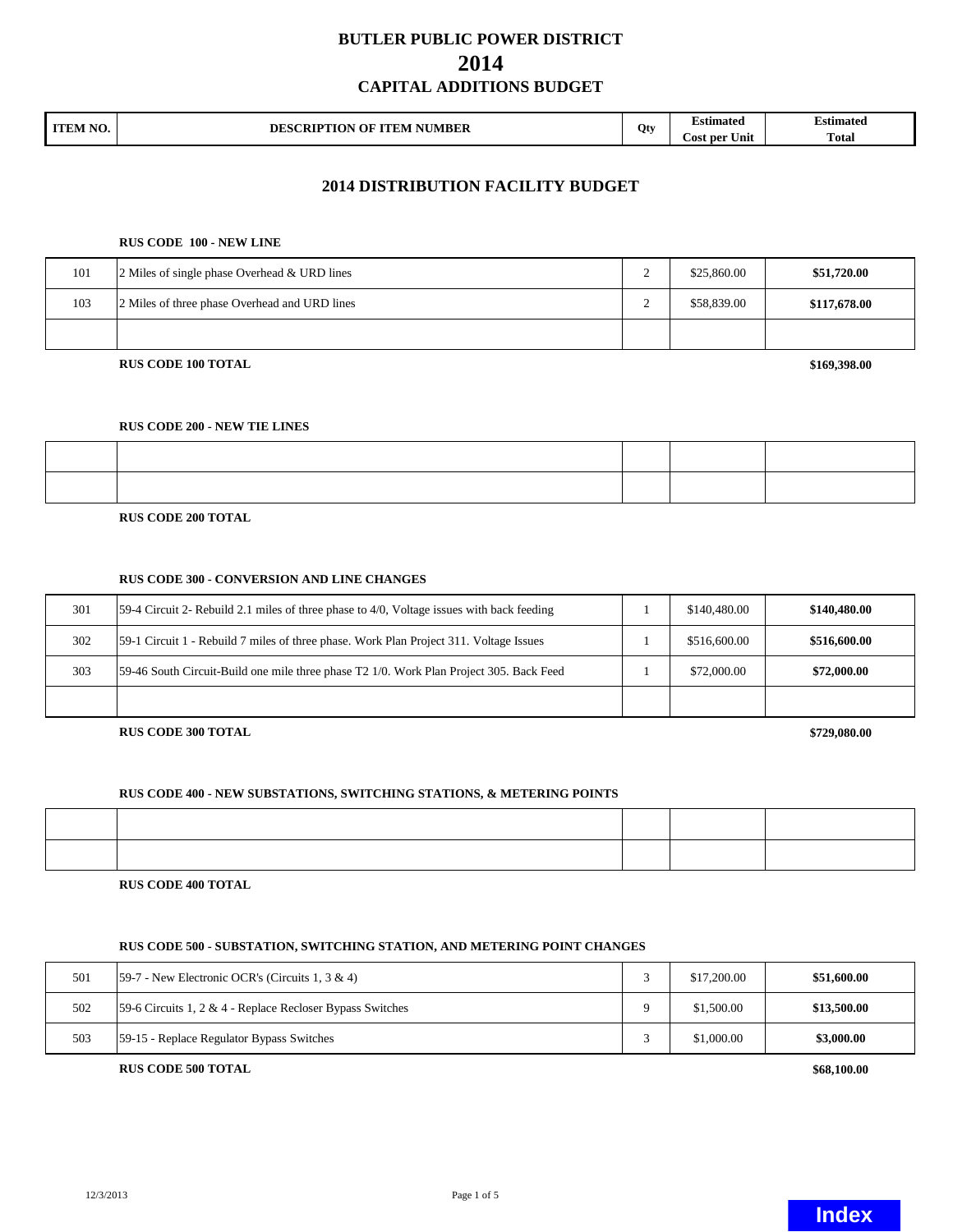# BUTLER PUBLIC POWER DISTRICT

# 2014

## CAPITAL ADDITIONS BUDGET

| ITEM NO. | DESCRIPTION OF ITEM NUMBER | Qty | Estimated Cost per Unit | Estimated Total |
|---|---|---|---|---|

## 2014 DISTRIBUTION FACILITY BUDGET

**RUS CODE 100 - NEW LINE**

| ITEM NO. | DESCRIPTION OF ITEM NUMBER | Qty | Estimated Cost per Unit | Estimated Total |
|---|---|---|---|---|
| 101 | 2 Miles of single phase Overhead & URD lines | 2 | $25,860.00 | **$51,720.00** |
| 103 | 2 Miles of three phase Overhead and URD lines | 2 | $58,839.00 | **$117,678.00** |
| | | | | |

**RUS CODE 100 TOTAL** **$169,398.00**

**RUS CODE 200 - NEW TIE LINES**

| ITEM NO. | DESCRIPTION OF ITEM NUMBER | Qty | Estimated Cost per Unit | Estimated Total |
|---|---|---|---|---|
| | | | | |
| | | | | |

**RUS CODE 200 TOTAL**

**RUS CODE 300 - CONVERSION AND LINE CHANGES**

| ITEM NO. | DESCRIPTION OF ITEM NUMBER | Qty | Estimated Cost per Unit | Estimated Total |
|---|---|---|---|---|
| 301 | 59-4 Circuit 2- Rebuild 2.1 miles of three phase to 4/0, Voltage issues with back feeding | 1 | $140,480.00 | **$140,480.00** |
| 302 | 59-1 Circuit 1 - Rebuild 7 miles of three phase. Work Plan Project 311. Voltage Issues | 1 | $516,600.00 | **$516,600.00** |
| 303 | 59-46 South Circuit-Build one mile three phase T2 1/0. Work Plan Project 305. Back Feed | 1 | $72,000.00 | **$72,000.00** |
| | | | | |

**RUS CODE 300 TOTAL** **$729,080.00**

**RUS CODE 400 - NEW SUBSTATIONS, SWITCHING STATIONS, & METERING POINTS**

| ITEM NO. | DESCRIPTION OF ITEM NUMBER | Qty | Estimated Cost per Unit | Estimated Total |
|---|---|---|---|---|
| | | | | |
| | | | | |

**RUS CODE 400 TOTAL**

**RUS CODE 500 - SUBSTATION, SWITCHING STATION, AND METERING POINT CHANGES**

| ITEM NO. | DESCRIPTION OF ITEM NUMBER | Qty | Estimated Cost per Unit | Estimated Total |
|---|---|---|---|---|
| 501 | 59-7 - New Electronic OCR's (Circuits 1, 3 & 4) | 3 | $17,200.00 | **$51,600.00** |
| 502 | 59-6 Circuits 1, 2 & 4 - Replace Recloser Bypass Switches | 9 | $1,500.00 | **$13,500.00** |
| 503 | 59-15 - Replace Regulator Bypass Switches | 3 | $1,000.00 | **$3,000.00** |

**RUS CODE 500 TOTAL** **$68,100.00**

12/3/2013

**Index**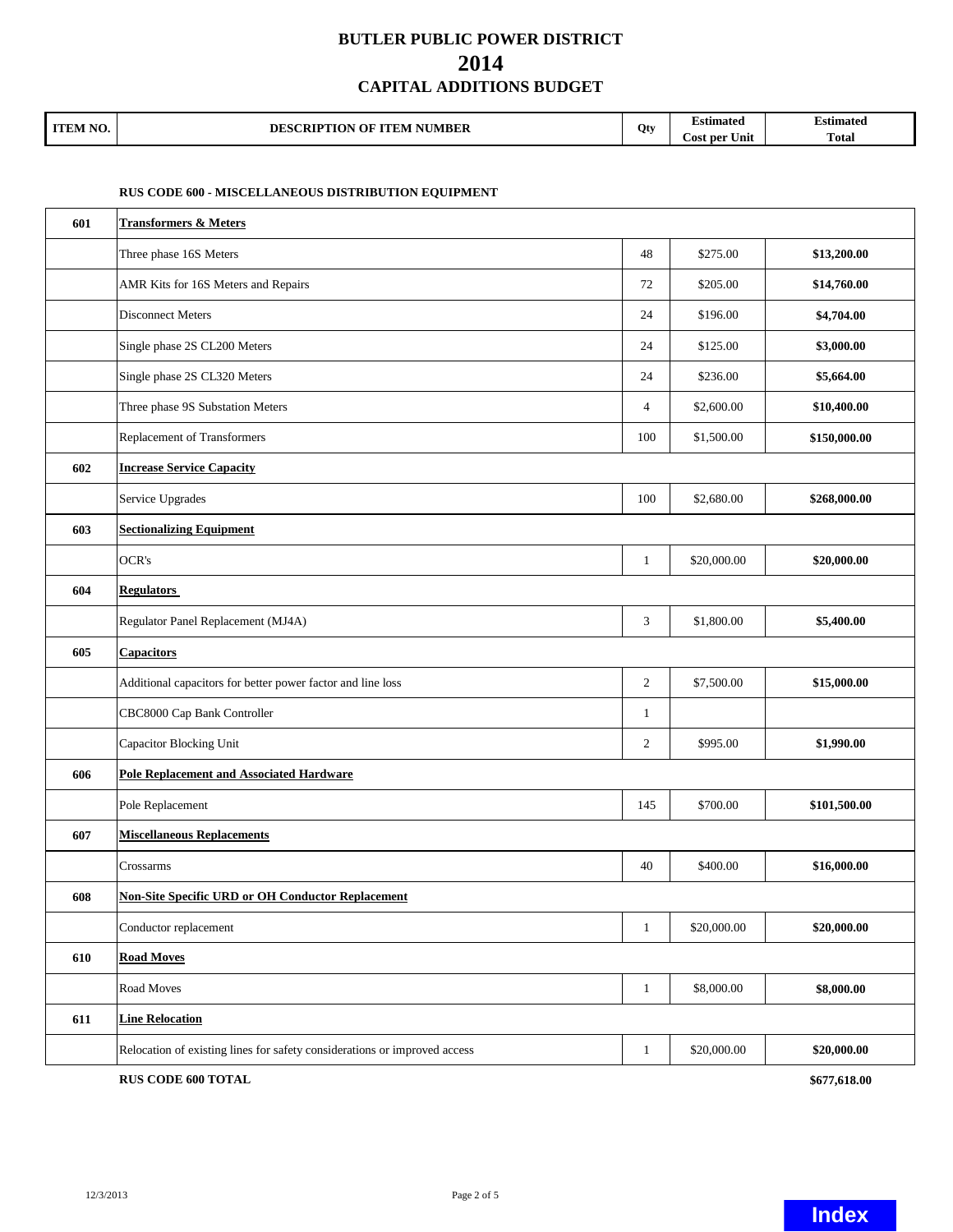# BUTLER PUBLIC POWER DISTRICT
# 2014
## CAPITAL ADDITIONS BUDGET

**RUS CODE 600 - MISCELLANEOUS DISTRIBUTION EQUIPMENT**

| ITEM NO. | DESCRIPTION OF ITEM NUMBER | Qty | Estimated Cost per Unit | Estimated Total |
|---|---|---|---|---|
| **601** | **Transformers & Meters** | | | |
| | Three phase 16S Meters | 48 | $275.00 | **$13,200.00** |
| | AMR Kits for 16S Meters and Repairs | 72 | $205.00 | **$14,760.00** |
| | Disconnect Meters | 24 | $196.00 | **$4,704.00** |
| | Single phase 2S CL200 Meters | 24 | $125.00 | **$3,000.00** |
| | Single phase 2S CL320 Meters | 24 | $236.00 | **$5,664.00** |
| | Three phase 9S Substation Meters | 4 | $2,600.00 | **$10,400.00** |
| | Replacement of Transformers | 100 | $1,500.00 | **$150,000.00** |
| **602** | **Increase Service Capacity** | | | |
| | Service Upgrades | 100 | $2,680.00 | **$268,000.00** |
| **603** | **Sectionalizing Equipment** | | | |
| | OCR's | 1 | $20,000.00 | **$20,000.00** |
| **604** | **Regulators** | | | |
| | Regulator Panel Replacement (MJ4A) | 3 | $1,800.00 | **$5,400.00** |
| **605** | **Capacitors** | | | |
| | Additional capacitors for better power factor and line loss | 2 | $7,500.00 | **$15,000.00** |
| | CBC8000 Cap Bank Controller | 1 | | |
| | Capacitor Blocking Unit | 2 | $995.00 | **$1,990.00** |
| **606** | **Pole Replacement and Associated Hardware** | | | |
| | Pole Replacement | 145 | $700.00 | **$101,500.00** |
| **607** | **Miscellaneous Replacements** | | | |
| | Crossarms | 40 | $400.00 | **$16,000.00** |
| **608** | **Non-Site Specific URD or OH Conductor Replacement** | | | |
| | Conductor replacement | 1 | $20,000.00 | **$20,000.00** |
| **610** | **Road Moves** | | | |
| | Road Moves | 1 | $8,000.00 | **$8,000.00** |
| **611** | **Line Relocation** | | | |
| | Relocation of existing lines for safety considerations or improved access | 1 | $20,000.00 | **$20,000.00** |
| | **RUS CODE 600 TOTAL** | | | **$677,618.00** |

12/3/2013

Index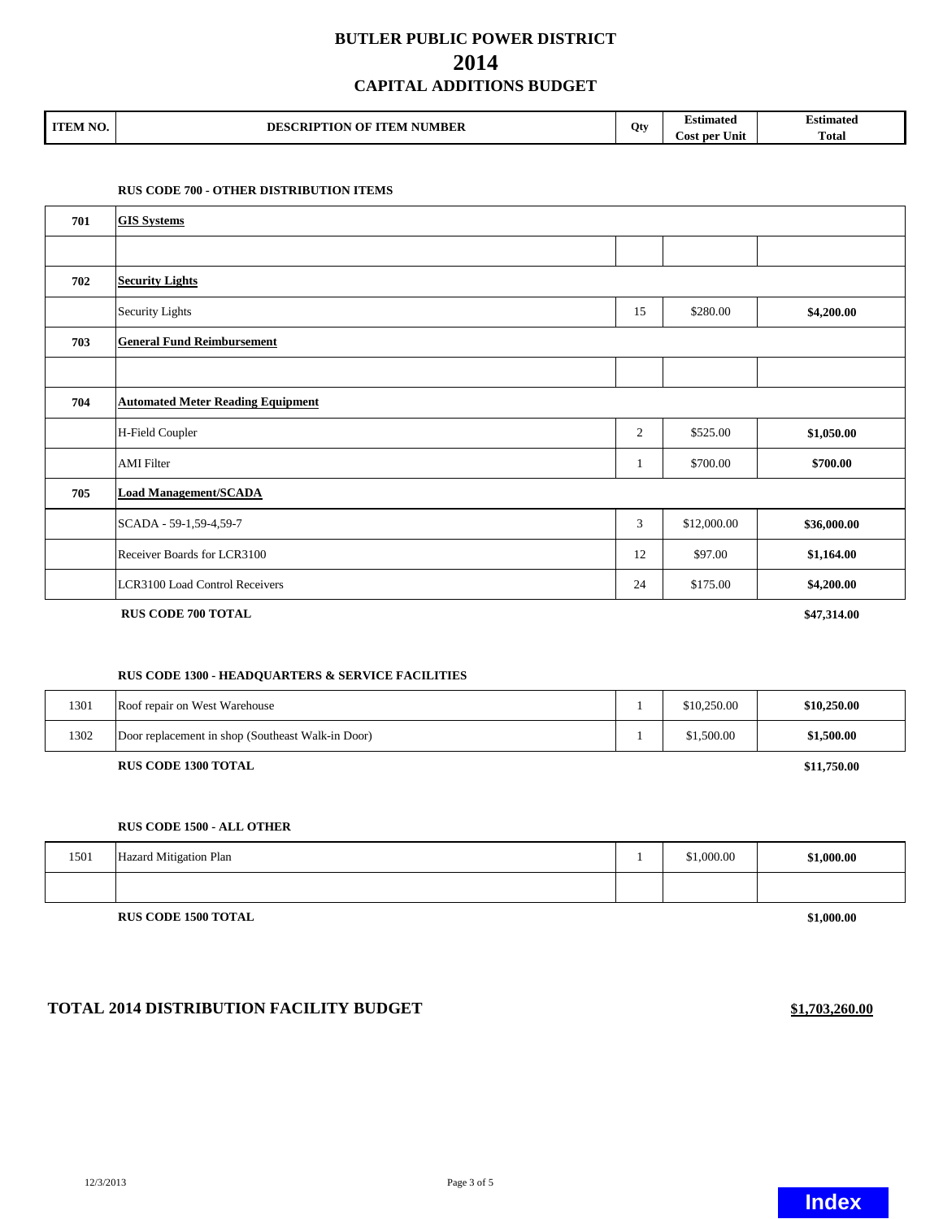# BUTLER PUBLIC POWER DISTRICT

## 2014

## CAPITAL ADDITIONS BUDGET

| ITEM NO. | DESCRIPTION OF ITEM NUMBER | Qty | Estimated Cost per Unit | Estimated Total |
|---|---|---|---|---|

**RUS CODE 700 - OTHER DISTRIBUTION ITEMS**

| ITEM NO. | DESCRIPTION OF ITEM NUMBER | Qty | Estimated Cost per Unit | Estimated Total |
|---|---|---|---|---|
| **701** | **GIS Systems** | | | |
| | | | | |
| **702** | **Security Lights** | | | |
| | Security Lights | 15 | $280.00 | **$4,200.00** |
| **703** | **General Fund Reimbursement** | | | |
| | | | | |
| **704** | **Automated Meter Reading Equipment** | | | |
| | H-Field Coupler | 2 | $525.00 | **$1,050.00** |
| | AMI Filter | 1 | $700.00 | **$700.00** |
| **705** | **Load Management/SCADA** | | | |
| | SCADA - 59-1,59-4,59-7 | 3 | $12,000.00 | **$36,000.00** |
| | Receiver Boards for LCR3100 | 12 | $97.00 | **$1,164.00** |
| | LCR3100 Load Control Receivers | 24 | $175.00 | **$4,200.00** |
| | **RUS CODE 700 TOTAL** | | | **$47,314.00** |

**RUS CODE 1300 - HEADQUARTERS & SERVICE FACILITIES**

| ITEM NO. | DESCRIPTION OF ITEM NUMBER | Qty | Estimated Cost per Unit | Estimated Total |
|---|---|---|---|---|
| 1301 | Roof repair on West Warehouse | 1 | $10,250.00 | **$10,250.00** |
| 1302 | Door replacement in shop (Southeast Walk-in Door) | 1 | $1,500.00 | **$1,500.00** |
| | **RUS CODE 1300 TOTAL** | | | **$11,750.00** |

**RUS CODE 1500 - ALL OTHER**

| ITEM NO. | DESCRIPTION OF ITEM NUMBER | Qty | Estimated Cost per Unit | Estimated Total |
|---|---|---|---|---|
| 1501 | Hazard Mitigation Plan | 1 | $1,000.00 | **$1,000.00** |
| | | | | |
| | **RUS CODE 1500 TOTAL** | | | **$1,000.00** |

**TOTAL 2014 DISTRIBUTION FACILITY BUDGET** **$1,703,260.00**

12/3/2013

Index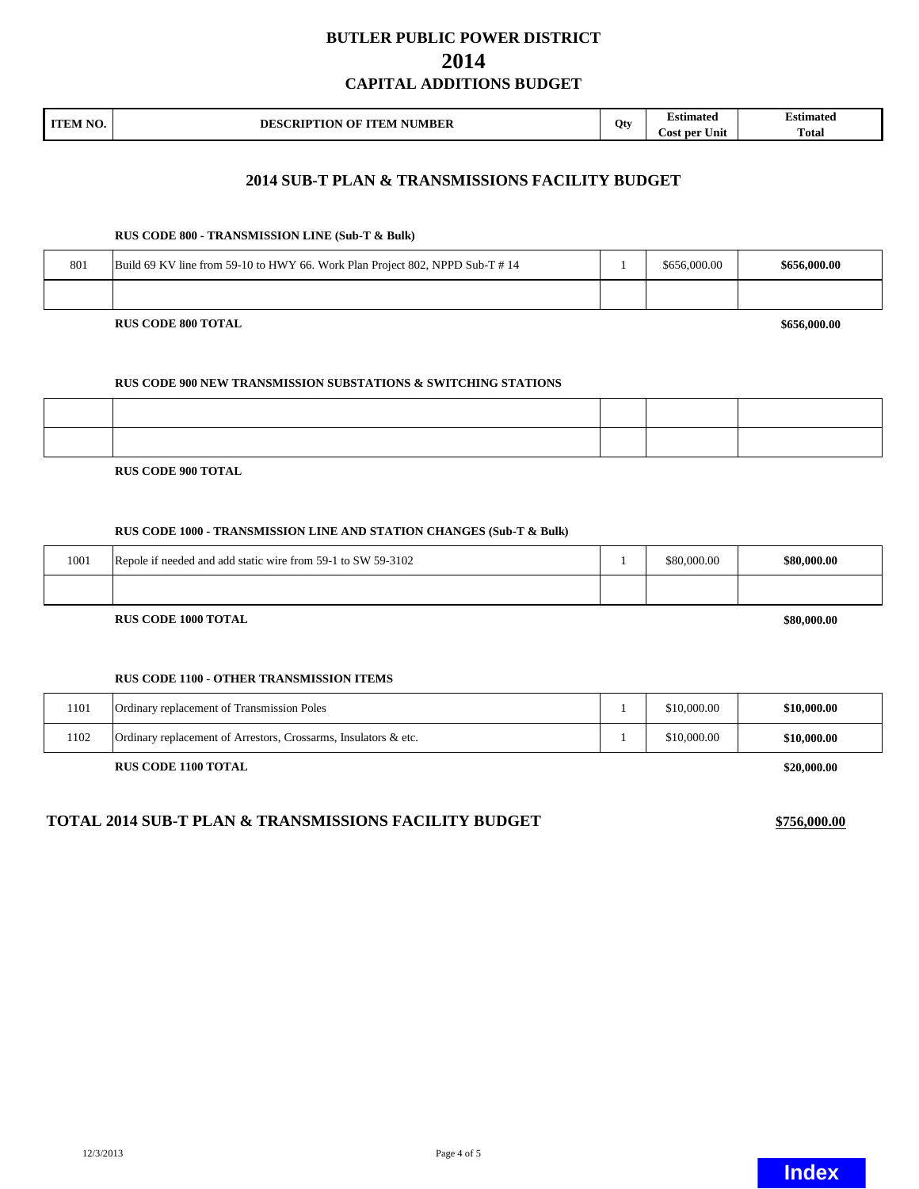# BUTLER PUBLIC POWER DISTRICT
# 2014
## CAPITAL ADDITIONS BUDGET

| ITEM NO. | DESCRIPTION OF ITEM NUMBER | Qty | Estimated Cost per Unit | Estimated Total |
|---|---|---|---|---|

## 2014 SUB-T PLAN & TRANSMISSIONS FACILITY BUDGET

**RUS CODE 800 - TRANSMISSION LINE (Sub-T & Bulk)**

| ITEM NO. | DESCRIPTION OF ITEM NUMBER | Qty | Estimated Cost per Unit | Estimated Total |
|---|---|---|---|---|
| 801 | Build 69 KV line from 59-10 to HWY 66. Work Plan Project 802, NPPD Sub-T # 14 | 1 | $656,000.00 | **$656,000.00** |
| | | | | |

**RUS CODE 800 TOTAL** **$656,000.00**

**RUS CODE 900 NEW TRANSMISSION SUBSTATIONS & SWITCHING STATIONS**

| ITEM NO. | DESCRIPTION OF ITEM NUMBER | Qty | Estimated Cost per Unit | Estimated Total |
|---|---|---|---|---|
| | | | | |
| | | | | |

**RUS CODE 900 TOTAL**

**RUS CODE 1000 - TRANSMISSION LINE AND STATION CHANGES (Sub-T & Bulk)**

| ITEM NO. | DESCRIPTION OF ITEM NUMBER | Qty | Estimated Cost per Unit | Estimated Total |
|---|---|---|---|---|
| 1001 | Repole if needed and add static wire from 59-1 to SW 59-3102 | 1 | $80,000.00 | **$80,000.00** |
| | | | | |

**RUS CODE 1000 TOTAL** **$80,000.00**

**RUS CODE 1100 - OTHER TRANSMISSION ITEMS**

| ITEM NO. | DESCRIPTION OF ITEM NUMBER | Qty | Estimated Cost per Unit | Estimated Total |
|---|---|---|---|---|
| 1101 | Ordinary replacement of Transmission Poles | 1 | $10,000.00 | **$10,000.00** |
| 1102 | Ordinary replacement of Arrestors, Crossarms, Insulators & etc. | 1 | $10,000.00 | **$10,000.00** |

**RUS CODE 1100 TOTAL** **$20,000.00**

### TOTAL 2014 SUB-T PLAN & TRANSMISSIONS FACILITY BUDGET **$756,000.00**

12/3/2013

Index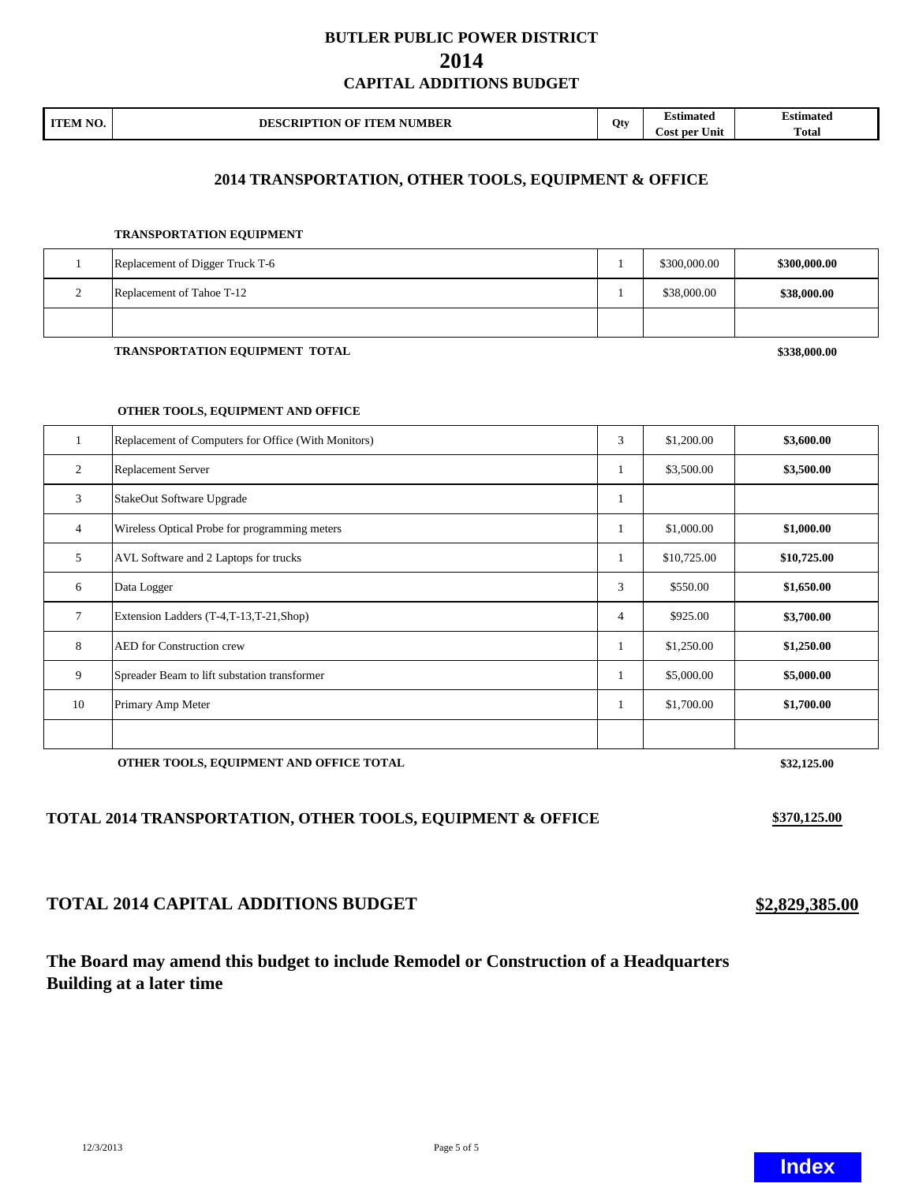# BUTLER PUBLIC POWER DISTRICT
# 2014
## CAPITAL ADDITIONS BUDGET

| ITEM NO. | DESCRIPTION OF ITEM NUMBER | Qty | Estimated Cost per Unit | Estimated Total |
|---|---|---|---|---|

## 2014 TRANSPORTATION, OTHER TOOLS, EQUIPMENT & OFFICE

**TRANSPORTATION EQUIPMENT**

| ITEM NO. | DESCRIPTION OF ITEM NUMBER | Qty | Estimated Cost per Unit | Estimated Total |
|---|---|---|---|---|
| 1 | Replacement of Digger Truck T-6 | 1 | $300,000.00 | **$300,000.00** |
| 2 | Replacement of Tahoe T-12 | 1 | $38,000.00 | **$38,000.00** |
| | | | | |
| | **TRANSPORTATION EQUIPMENT TOTAL** | | | **$338,000.00** |

**OTHER TOOLS, EQUIPMENT AND OFFICE**

| ITEM NO. | DESCRIPTION OF ITEM NUMBER | Qty | Estimated Cost per Unit | Estimated Total |
|---|---|---|---|---|
| 1 | Replacement of Computers for Office (With Monitors) | 3 | $1,200.00 | **$3,600.00** |
| 2 | Replacement Server | 1 | $3,500.00 | **$3,500.00** |
| 3 | StakeOut Software Upgrade | 1 | | |
| 4 | Wireless Optical Probe for programming meters | 1 | $1,000.00 | **$1,000.00** |
| 5 | AVL Software and 2 Laptops for trucks | 1 | $10,725.00 | **$10,725.00** |
| 6 | Data Logger | 3 | $550.00 | **$1,650.00** |
| 7 | Extension Ladders (T-4,T-13,T-21,Shop) | 4 | $925.00 | **$3,700.00** |
| 8 | AED for Construction crew | 1 | $1,250.00 | **$1,250.00** |
| 9 | Spreader Beam to lift substation transformer | 1 | $5,000.00 | **$5,000.00** |
| 10 | Primary Amp Meter | 1 | $1,700.00 | **$1,700.00** |
| | | | | |
| | **OTHER TOOLS, EQUIPMENT AND OFFICE TOTAL** | | | **$32,125.00** |

**TOTAL 2014 TRANSPORTATION, OTHER TOOLS, EQUIPMENT & OFFICE** **$370,125.00**

## TOTAL 2014 CAPITAL ADDITIONS BUDGET **$2,829,385.00**

**The Board may amend this budget to include Remodel or Construction of a Headquarters Building at a later time**

12/3/2013

Index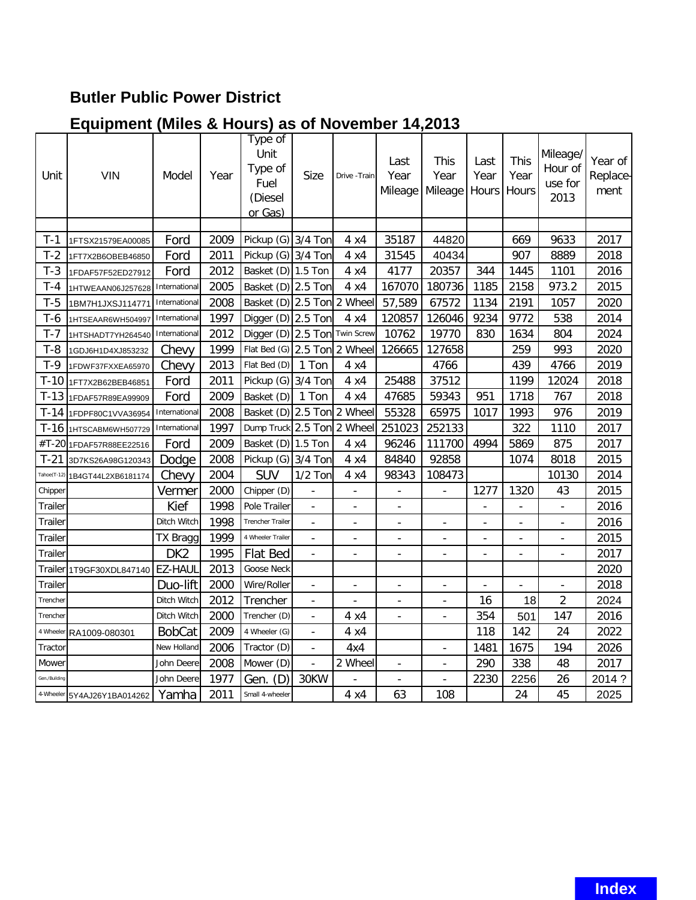## Butler Public Power District

## Equipment (Miles & Hours) as of November 14,2013

| Unit | VIN | Model | Year | Type of Unit Type of Fuel (Diesel or Gas) | Size | Drive -Train | Last Year Mileage | This Year Mileage | Last Year Hours | This Year Hours | Mileage/ Hour of use for 2013 | Year of Replace-ment |
|---|---|---|---|---|---|---|---|---|---|---|---|---|
| | | | | | | | | | | | | |
| T-1 | 1FTSX21579EA00085 | Ford | 2009 | Pickup (G) | 3/4 Ton | 4 x4 | 35187 | 44820 | | 669 | 9633 | 2017 |
| T-2 | 1FT7X2B6OBEB46850 | Ford | 2011 | Pickup (G) | 3/4 Ton | 4 x4 | 31545 | 40434 | | 907 | 8889 | 2018 |
| T-3 | 1FDAF57F52ED27912 | Ford | 2012 | Basket (D) | 1.5 Ton | 4 x4 | 4177 | 20357 | 344 | 1445 | 1101 | 2016 |
| T-4 | 1HTWEAAN06J257628 | International | 2005 | Basket (D) | 2.5 Ton | 4 x4 | 167070 | 180736 | 1185 | 2158 | 973.2 | 2015 |
| T-5 | 1BM7H1JXSJ114771 | International | 2008 | Basket (D) | 2.5 Ton | 2 Wheel | 57,589 | 67572 | 1134 | 2191 | 1057 | 2020 |
| T-6 | 1HTSEAAR6WH504997 | International | 1997 | Digger (D) | 2.5 Ton | 4 x4 | 120857 | 126046 | 9234 | 9772 | 538 | 2014 |
| T-7 | 1HTSHADT7YH264540 | International | 2012 | Digger (D) | 2.5 Ton | Twin Screw | 10762 | 19770 | 830 | 1634 | 804 | 2024 |
| T-8 | 1GDJ6H1D4XJ853232 | Chevy | 1999 | Flat Bed (G) | 2.5 Ton | 2 Wheel | 126665 | 127658 | | 259 | 993 | 2020 |
| T-9 | 1FDWF37FXXEA65970 | Chevy | 2013 | Flat Bed (D) | 1 Ton | 4 x4 | | 4766 | | 439 | 4766 | 2019 |
| T-10 | 1FT7X2B62BEB46851 | Ford | 2011 | Pickup (G) | 3/4 Ton | 4 x4 | 25488 | 37512 | | 1199 | 12024 | 2018 |
| T-13 | 1FDAF57R89EA99909 | Ford | 2009 | Basket (D) | 1 Ton | 4 x4 | 47685 | 59343 | 951 | 1718 | 767 | 2018 |
| T-14 | 1FDPF80C1VVA36954 | International | 2008 | Basket (D) | 2.5 Ton | 2 Wheel | 55328 | 65975 | 1017 | 1993 | 976 | 2019 |
| T-16 | 1HTSCABM6WH507729 | International | 1997 | Dump Truck | 2.5 Ton | 2 Wheel | 251023 | 252133 | | 322 | 1110 | 2017 |
| #T-20 | 1FDAF57R88EE22516 | Ford | 2009 | Basket (D) | 1.5 Ton | 4 x4 | 96246 | 111700 | 4994 | 5869 | 875 | 2017 |
| T-21 | 3D7KS26A98G120343 | Dodge | 2008 | Pickup (G) | 3/4 Ton | 4 x4 | 84840 | 92858 | | 1074 | 8018 | 2015 |
| Tahoe(T-12) | 1B4GT44L2XB6181174 | Chevy | 2004 | SUV | 1/2 Ton | 4 x4 | 98343 | 108473 | | | 10130 | 2014 |
| Chipper | | Vermer | 2000 | Chipper (D) | - | - | - | - | 1277 | 1320 | 43 | 2015 |
| Trailer | | Kief | 1998 | Pole Trailer | - | - | - | | - | - | - | 2016 |
| Trailer | | Ditch Witch | 1998 | Trencher Trailer | - | - | - | - | - | - | - | 2016 |
| Trailer | | TX Bragg | 1999 | 4 Wheeler Trailer | - | - | - | - | - | - | - | 2015 |
| Trailer | | DK2 | 1995 | Flat Bed | - | - | - | - | - | - | - | 2017 |
| Trailer | 1T9GF30XDL847140 | EZ-HAUL | 2013 | Goose Neck | | | | | | | | 2020 |
| Trailer | | Duo-lift | 2000 | Wire/Roller | - | - | - | - | - | - | - | 2018 |
| Trencher | | Ditch Witch | 2012 | Trencher | - | - | - | - | 16 | 18 | 2 | 2024 |
| Trencher | | Ditch Witch | 2000 | Trencher (D) | - | 4 x4 | - | - | 354 | 501 | 147 | 2016 |
| 4 Wheeler | RA1009-080301 | BobCat | 2009 | 4 Wheeler (G) | - | 4 x4 | | | 118 | 142 | 24 | 2022 |
| Tractor | | New Holland | 2006 | Tractor (D) | - | 4x4 | | - | 1481 | 1675 | 194 | 2026 |
| Mower | | John Deere | 2008 | Mower (D) | - | 2 Wheel | - | - | 290 | 338 | 48 | 2017 |
| Gen./Building | | John Deere | 1977 | Gen. (D) | 30KW | - | - | - | 2230 | 2256 | 26 | 2014 ? |
| 4-Wheeler | 5Y4AJ26Y1BA014262 | Yamha | 2011 | Small 4-wheeler | | 4 x4 | 63 | 108 | | 24 | 45 | 2025 |

Index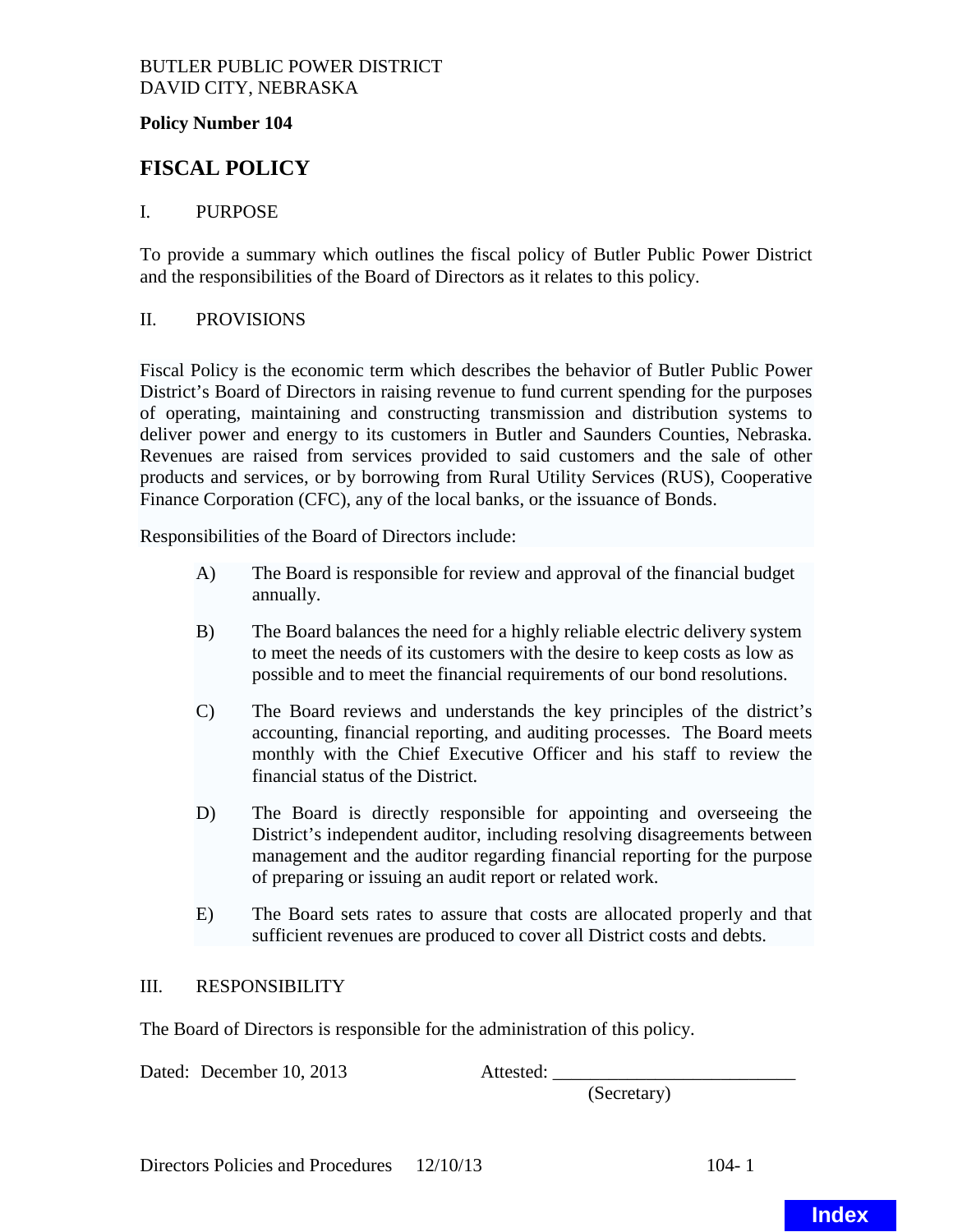BUTLER PUBLIC POWER DISTRICT
DAVID CITY, NEBRASKA

**Policy Number 104**

# FISCAL POLICY

## I. PURPOSE

To provide a summary which outlines the fiscal policy of Butler Public Power District and the responsibilities of the Board of Directors as it relates to this policy.

## II. PROVISIONS

Fiscal Policy is the economic term which describes the behavior of Butler Public Power District's Board of Directors in raising revenue to fund current spending for the purposes of operating, maintaining and constructing transmission and distribution systems to deliver power and energy to its customers in Butler and Saunders Counties, Nebraska. Revenues are raised from services provided to said customers and the sale of other products and services, or by borrowing from Rural Utility Services (RUS), Cooperative Finance Corporation (CFC), any of the local banks, or the issuance of Bonds.

Responsibilities of the Board of Directors include:

A) The Board is responsible for review and approval of the financial budget annually.

B) The Board balances the need for a highly reliable electric delivery system to meet the needs of its customers with the desire to keep costs as low as possible and to meet the financial requirements of our bond resolutions.

C) The Board reviews and understands the key principles of the district's accounting, financial reporting, and auditing processes. The Board meets monthly with the Chief Executive Officer and his staff to review the financial status of the District.

D) The Board is directly responsible for appointing and overseeing the District's independent auditor, including resolving disagreements between management and the auditor regarding financial reporting for the purpose of preparing or issuing an audit report or related work.

E) The Board sets rates to assure that costs are allocated properly and that sufficient revenues are produced to cover all District costs and debts.

## III. RESPONSIBILITY

The Board of Directors is responsible for the administration of this policy.

Dated: December 10, 2013 Attested: \_\_\_\_\_\_\_\_\_\_\_\_\_\_\_\_\_\_\_\_\_\_\_\_\_\_
(Secretary)

Index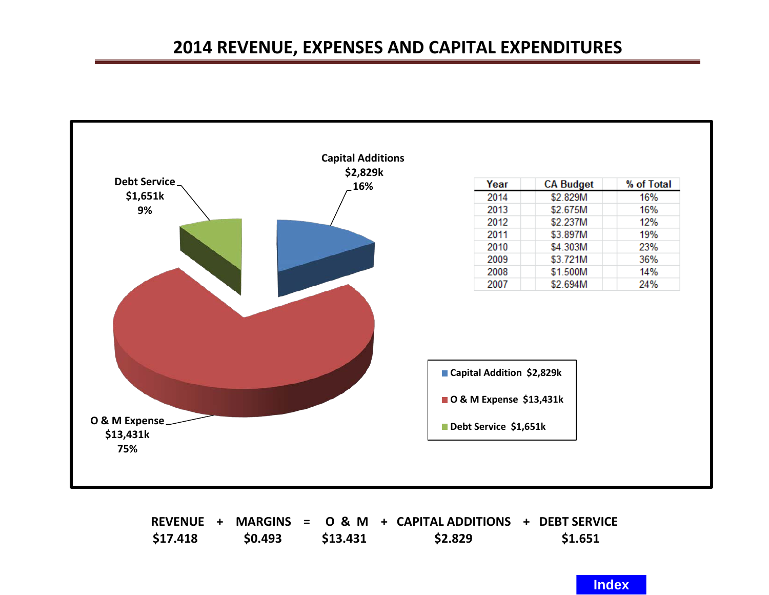# 2014 REVENUE, EXPENSES AND CAPITAL EXPENDITURES

Capital Additions
$2,829k
16%

Debt Service
$1,651k
9%

O & M Expense
$13,431k
75%

| Year | CA Budget | % of Total |
|---|---|---|
| 2014 | $2.829M | 16% |
| 2013 | $2.675M | 16% |
| 2012 | $2.237M | 12% |
| 2011 | $3.897M | 19% |
| 2010 | $4.303M | 23% |
| 2009 | $3.721M | 36% |
| 2008 | $1.500M | 14% |
| 2007 | $2.694M | 24% |

Capital Addition $2,829k

O & M Expense $13,431k

Debt Service $1,651k

| REVENUE | + | MARGINS | = | O & M | + | CAPITAL ADDITIONS | + | DEBT SERVICE |
|---|---|---|---|---|---|---|---|---|
| $17.418 | | $0.493 | | $13.431 | | $2.829 | | $1.651 |

Index